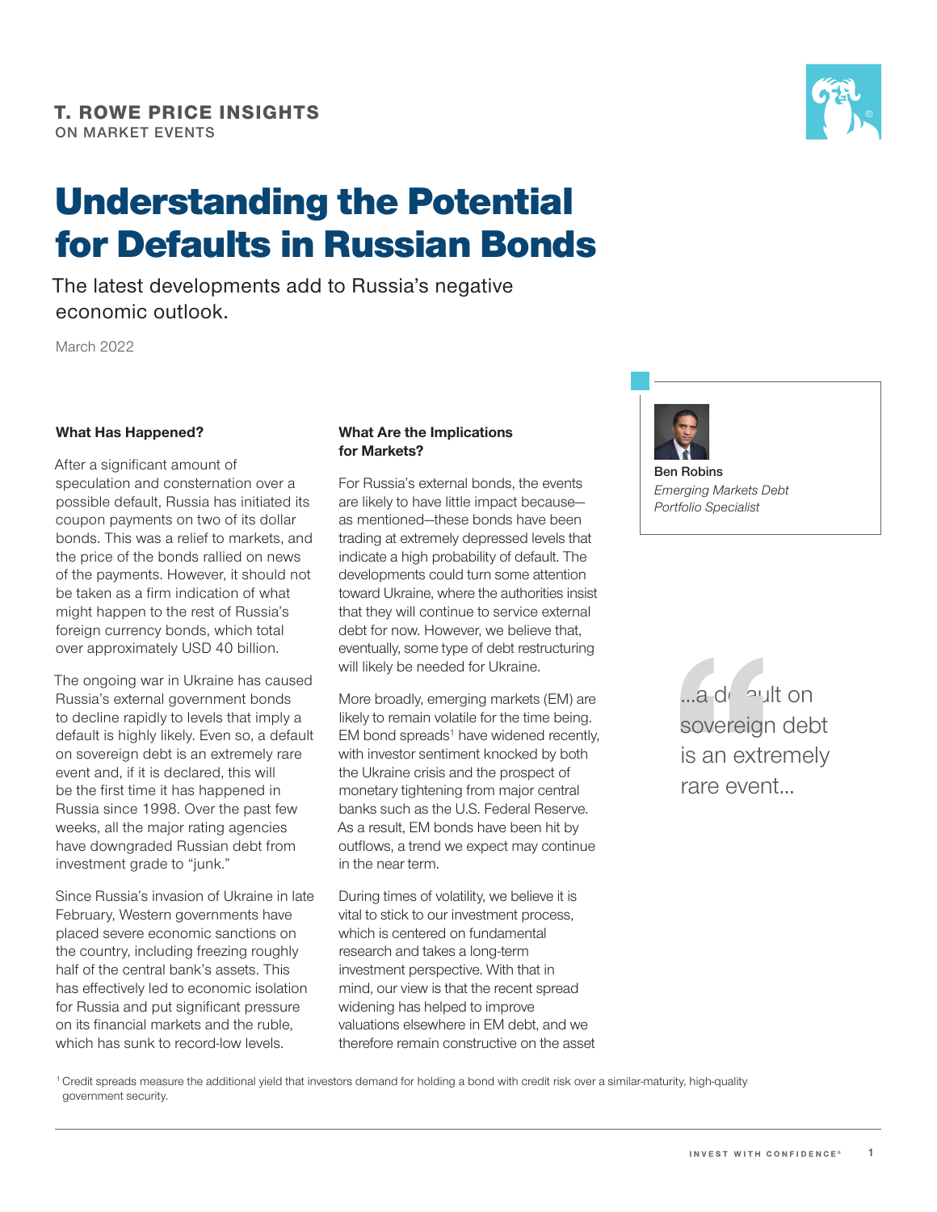**T. ROWE PRICE INSIGHTS**
ON MARKET EVENTS

# Understanding the Potential for Defaults in Russian Bonds

The latest developments add to Russia's negative economic outlook.

March 2022

**Ben Robins**
*Emerging Markets Debt Portfolio Specialist*

### What Has Happened?

After a significant amount of speculation and consternation over a possible default, Russia has initiated its coupon payments on two of its dollar bonds. This was a relief to markets, and the price of the bonds rallied on news of the payments. However, it should not be taken as a firm indication of what might happen to the rest of Russia's foreign currency bonds, which total over approximately USD 40 billion.

The ongoing war in Ukraine has caused Russia's external government bonds to decline rapidly to levels that imply a default is highly likely. Even so, a default on sovereign debt is an extremely rare event and, if it is declared, this will be the first time it has happened in Russia since 1998. Over the past few weeks, all the major rating agencies have downgraded Russian debt from investment grade to "junk."

Since Russia's invasion of Ukraine in late February, Western governments have placed severe economic sanctions on the country, including freezing roughly half of the central bank's assets. This has effectively led to economic isolation for Russia and put significant pressure on its financial markets and the ruble, which has sunk to record-low levels.

> ...a default on sovereign debt is an extremely rare event...

### What Are the Implications for Markets?

For Russia's external bonds, the events are likely to have little impact because—as mentioned—these bonds have been trading at extremely depressed levels that indicate a high probability of default. The developments could turn some attention toward Ukraine, where the authorities insist that they will continue to service external debt for now. However, we believe that, eventually, some type of debt restructuring will likely be needed for Ukraine.

More broadly, emerging markets (EM) are likely to remain volatile for the time being. EM bond spreads[1] have widened recently, with investor sentiment knocked by both the Ukraine crisis and the prospect of monetary tightening from major central banks such as the U.S. Federal Reserve. As a result, EM bonds have been hit by outflows, a trend we expect may continue in the near term.

During times of volatility, we believe it is vital to stick to our investment process, which is centered on fundamental research and takes a long-term investment perspective. With that in mind, our view is that the recent spread widening has helped to improve valuations elsewhere in EM debt, and we therefore remain constructive on the asset

[1] Credit spreads measure the additional yield that investors demand for holding a bond with credit risk over a similar-maturity, high-quality government security.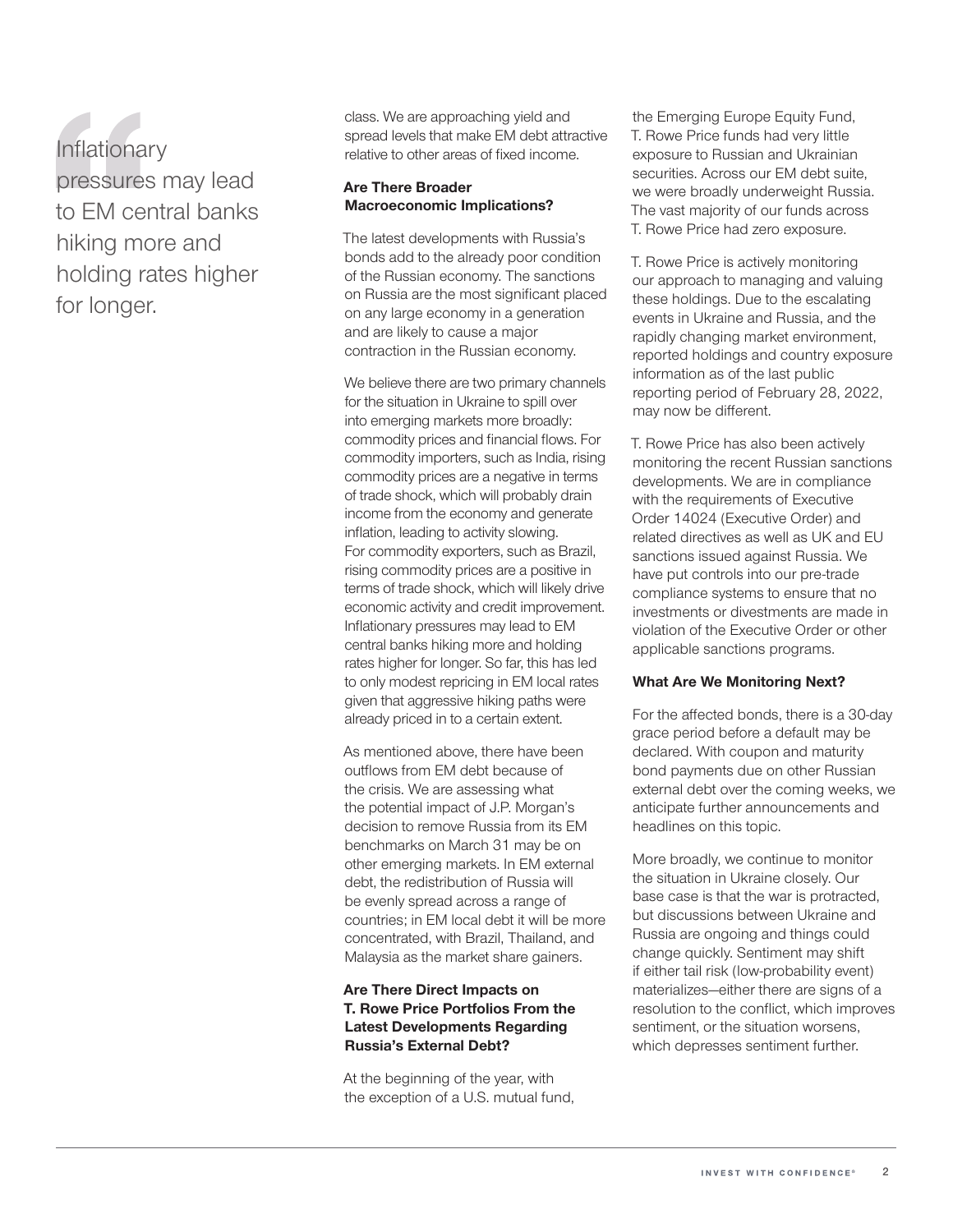> Inflationary pressures may lead to EM central banks hiking more and holding rates higher for longer.

class. We are approaching yield and spread levels that make EM debt attractive relative to other areas of fixed income.

**Are There Broader Macroeconomic Implications?**

The latest developments with Russia's bonds add to the already poor condition of the Russian economy. The sanctions on Russia are the most significant placed on any large economy in a generation and are likely to cause a major contraction in the Russian economy.

We believe there are two primary channels for the situation in Ukraine to spill over into emerging markets more broadly: commodity prices and financial flows. For commodity importers, such as India, rising commodity prices are a negative in terms of trade shock, which will probably drain income from the economy and generate inflation, leading to activity slowing. For commodity exporters, such as Brazil, rising commodity prices are a positive in terms of trade shock, which will likely drive economic activity and credit improvement. Inflationary pressures may lead to EM central banks hiking more and holding rates higher for longer. So far, this has led to only modest repricing in EM local rates given that aggressive hiking paths were already priced in to a certain extent.

As mentioned above, there have been outflows from EM debt because of the crisis. We are assessing what the potential impact of J.P. Morgan's decision to remove Russia from its EM benchmarks on March 31 may be on other emerging markets. In EM external debt, the redistribution of Russia will be evenly spread across a range of countries; in EM local debt it will be more concentrated, with Brazil, Thailand, and Malaysia as the market share gainers.

**Are There Direct Impacts on T. Rowe Price Portfolios From the Latest Developments Regarding Russia's External Debt?**

At the beginning of the year, with the exception of a U.S. mutual fund, the Emerging Europe Equity Fund, T. Rowe Price funds had very little exposure to Russian and Ukrainian securities. Across our EM debt suite, we were broadly underweight Russia. The vast majority of our funds across T. Rowe Price had zero exposure.

T. Rowe Price is actively monitoring our approach to managing and valuing these holdings. Due to the escalating events in Ukraine and Russia, and the rapidly changing market environment, reported holdings and country exposure information as of the last public reporting period of February 28, 2022, may now be different.

T. Rowe Price has also been actively monitoring the recent Russian sanctions developments. We are in compliance with the requirements of Executive Order 14024 (Executive Order) and related directives as well as UK and EU sanctions issued against Russia. We have put controls into our pre-trade compliance systems to ensure that no investments or divestments are made in violation of the Executive Order or other applicable sanctions programs.

**What Are We Monitoring Next?**

For the affected bonds, there is a 30-day grace period before a default may be declared. With coupon and maturity bond payments due on other Russian external debt over the coming weeks, we anticipate further announcements and headlines on this topic.

More broadly, we continue to monitor the situation in Ukraine closely. Our base case is that the war is protracted, but discussions between Ukraine and Russia are ongoing and things could change quickly. Sentiment may shift if either tail risk (low-probability event) materializes—either there are signs of a resolution to the conflict, which improves sentiment, or the situation worsens, which depresses sentiment further.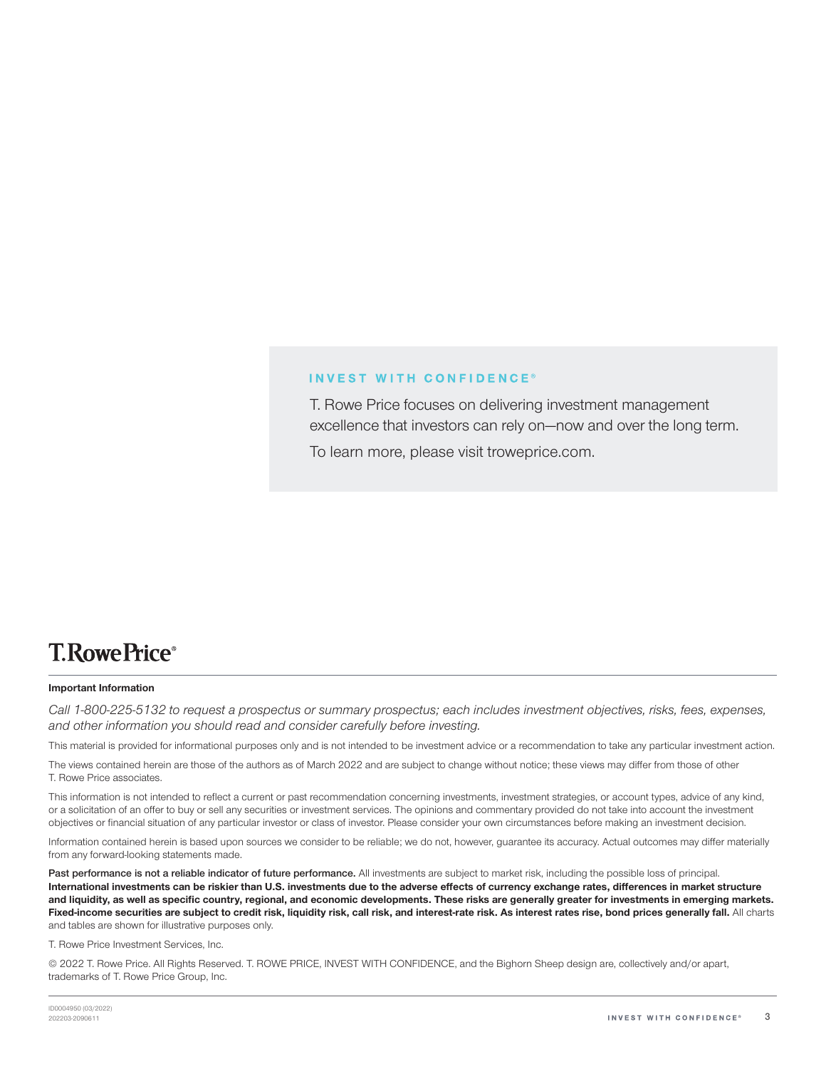**INVEST WITH CONFIDENCE®**

T. Rowe Price focuses on delivering investment management excellence that investors can rely on—now and over the long term.

To learn more, please visit troweprice.com.

T.RowePrice®

**Important Information**

*Call 1-800-225-5132 to request a prospectus or summary prospectus; each includes investment objectives, risks, fees, expenses, and other information you should read and consider carefully before investing.*

This material is provided for informational purposes only and is not intended to be investment advice or a recommendation to take any particular investment action.

The views contained herein are those of the authors as of March 2022 and are subject to change without notice; these views may differ from those of other T. Rowe Price associates.

This information is not intended to reflect a current or past recommendation concerning investments, investment strategies, or account types, advice of any kind, or a solicitation of an offer to buy or sell any securities or investment services. The opinions and commentary provided do not take into account the investment objectives or financial situation of any particular investor or class of investor. Please consider your own circumstances before making an investment decision.

Information contained herein is based upon sources we consider to be reliable; we do not, however, guarantee its accuracy. Actual outcomes may differ materially from any forward-looking statements made.

**Past performance is not a reliable indicator of future performance.** All investments are subject to market risk, including the possible loss of principal. **International investments can be riskier than U.S. investments due to the adverse effects of currency exchange rates, differences in market structure and liquidity, as well as specific country, regional, and economic developments. These risks are generally greater for investments in emerging markets. Fixed-income securities are subject to credit risk, liquidity risk, call risk, and interest-rate risk. As interest rates rise, bond prices generally fall.** All charts and tables are shown for illustrative purposes only.

T. Rowe Price Investment Services, Inc.

© 2022 T. Rowe Price. All Rights Reserved. T. ROWE PRICE, INVEST WITH CONFIDENCE, and the Bighorn Sheep design are, collectively and/or apart, trademarks of T. Rowe Price Group, Inc.

ID0004950 (03/2022)
202203-2090611